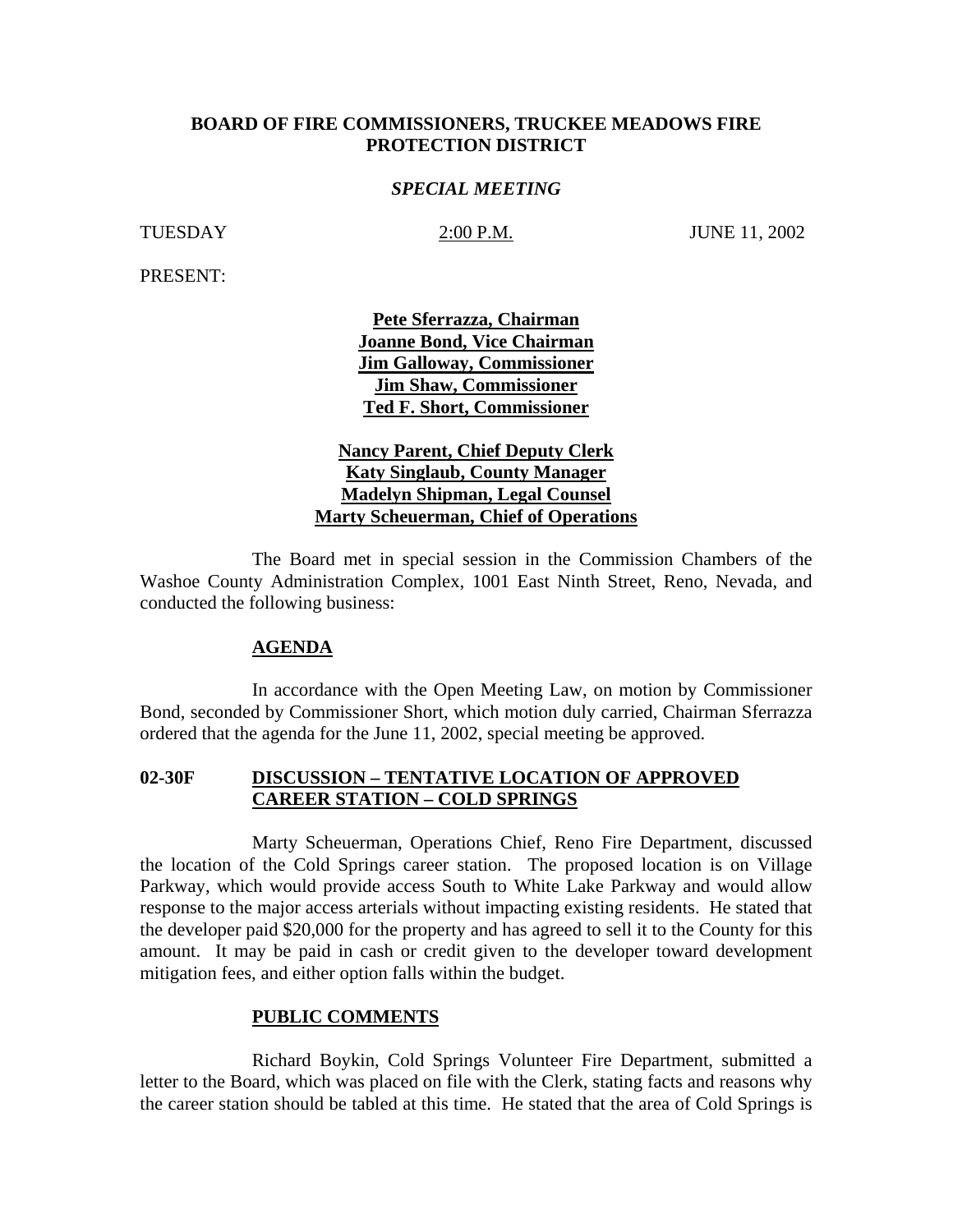**BOARD OF FIRE COMMISSIONERS, TRUCKEE MEADOWS FIRE PROTECTION DISTRICT**

***SPECIAL MEETING***

TUESDAY 2:00 P.M. JUNE 11, 2002

PRESENT:

**Pete Sferrazza, Chairman**
**Joanne Bond, Vice Chairman**
**Jim Galloway, Commissioner**
**Jim Shaw, Commissioner**
**Ted F. Short, Commissioner**

**Nancy Parent, Chief Deputy Clerk**
**Katy Singlaub, County Manager**
**Madelyn Shipman, Legal Counsel**
**Marty Scheuerman, Chief of Operations**

The Board met in special session in the Commission Chambers of the Washoe County Administration Complex, 1001 East Ninth Street, Reno, Nevada, and conducted the following business:

**AGENDA**

In accordance with the Open Meeting Law, on motion by Commissioner Bond, seconded by Commissioner Short, which motion duly carried, Chairman Sferrazza ordered that the agenda for the June 11, 2002, special meeting be approved.

**02-30F DISCUSSION – TENTATIVE LOCATION OF APPROVED CAREER STATION – COLD SPRINGS**

Marty Scheuerman, Operations Chief, Reno Fire Department, discussed the location of the Cold Springs career station. The proposed location is on Village Parkway, which would provide access South to White Lake Parkway and would allow response to the major access arterials without impacting existing residents. He stated that the developer paid $20,000 for the property and has agreed to sell it to the County for this amount. It may be paid in cash or credit given to the developer toward development mitigation fees, and either option falls within the budget.

**PUBLIC COMMENTS**

Richard Boykin, Cold Springs Volunteer Fire Department, submitted a letter to the Board, which was placed on file with the Clerk, stating facts and reasons why the career station should be tabled at this time. He stated that the area of Cold Springs is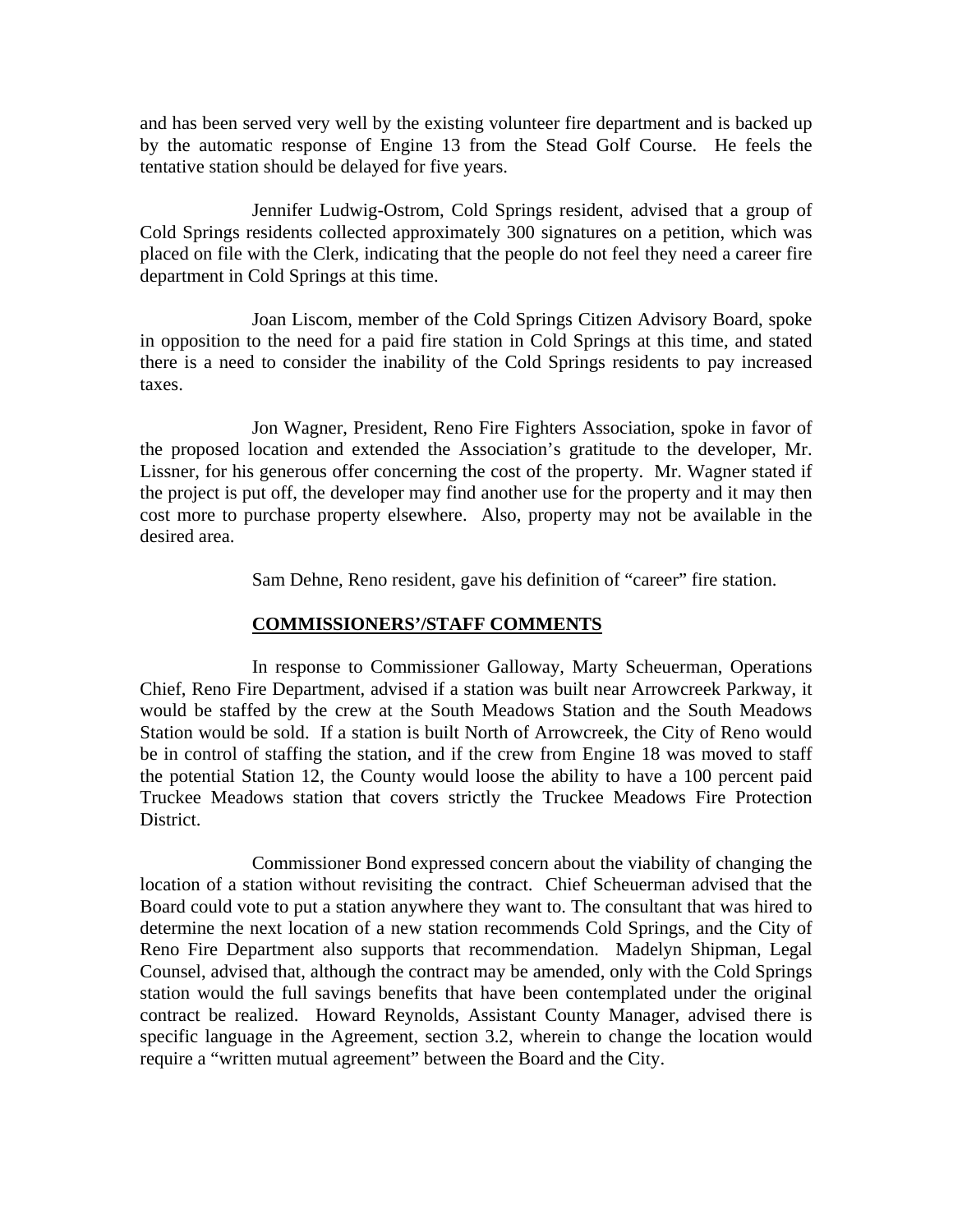and has been served very well by the existing volunteer fire department and is backed up by the automatic response of Engine 13 from the Stead Golf Course. He feels the tentative station should be delayed for five years.

Jennifer Ludwig-Ostrom, Cold Springs resident, advised that a group of Cold Springs residents collected approximately 300 signatures on a petition, which was placed on file with the Clerk, indicating that the people do not feel they need a career fire department in Cold Springs at this time.

Joan Liscom, member of the Cold Springs Citizen Advisory Board, spoke in opposition to the need for a paid fire station in Cold Springs at this time, and stated there is a need to consider the inability of the Cold Springs residents to pay increased taxes.

Jon Wagner, President, Reno Fire Fighters Association, spoke in favor of the proposed location and extended the Association's gratitude to the developer, Mr. Lissner, for his generous offer concerning the cost of the property. Mr. Wagner stated if the project is put off, the developer may find another use for the property and it may then cost more to purchase property elsewhere. Also, property may not be available in the desired area.

Sam Dehne, Reno resident, gave his definition of "career" fire station.

**COMMISSIONERS'/STAFF COMMENTS**

In response to Commissioner Galloway, Marty Scheuerman, Operations Chief, Reno Fire Department, advised if a station was built near Arrowcreek Parkway, it would be staffed by the crew at the South Meadows Station and the South Meadows Station would be sold. If a station is built North of Arrowcreek, the City of Reno would be in control of staffing the station, and if the crew from Engine 18 was moved to staff the potential Station 12, the County would loose the ability to have a 100 percent paid Truckee Meadows station that covers strictly the Truckee Meadows Fire Protection District.

Commissioner Bond expressed concern about the viability of changing the location of a station without revisiting the contract. Chief Scheuerman advised that the Board could vote to put a station anywhere they want to. The consultant that was hired to determine the next location of a new station recommends Cold Springs, and the City of Reno Fire Department also supports that recommendation. Madelyn Shipman, Legal Counsel, advised that, although the contract may be amended, only with the Cold Springs station would the full savings benefits that have been contemplated under the original contract be realized. Howard Reynolds, Assistant County Manager, advised there is specific language in the Agreement, section 3.2, wherein to change the location would require a "written mutual agreement" between the Board and the City.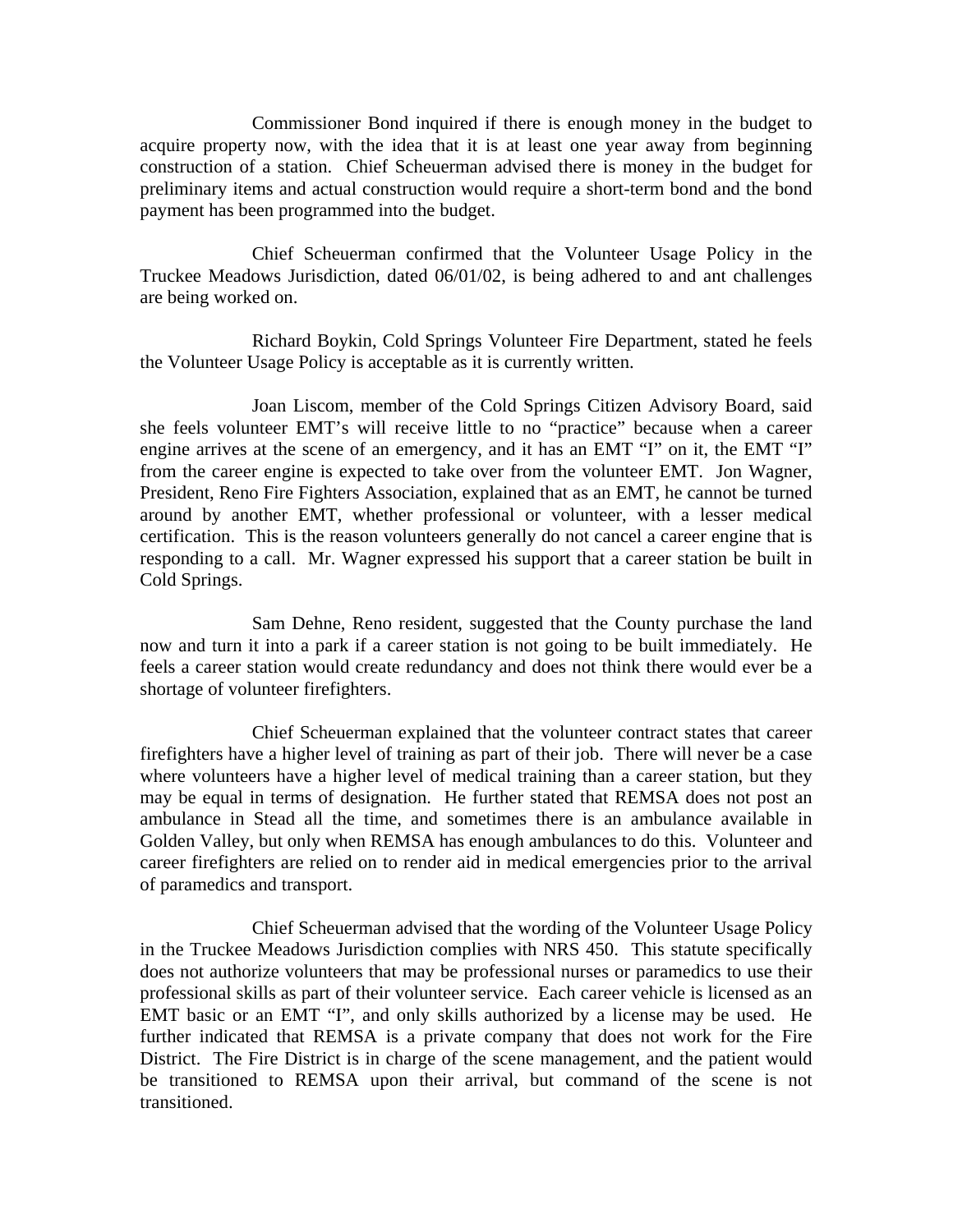Commissioner Bond inquired if there is enough money in the budget to acquire property now, with the idea that it is at least one year away from beginning construction of a station. Chief Scheuerman advised there is money in the budget for preliminary items and actual construction would require a short-term bond and the bond payment has been programmed into the budget.

Chief Scheuerman confirmed that the Volunteer Usage Policy in the Truckee Meadows Jurisdiction, dated 06/01/02, is being adhered to and ant challenges are being worked on.

Richard Boykin, Cold Springs Volunteer Fire Department, stated he feels the Volunteer Usage Policy is acceptable as it is currently written.

Joan Liscom, member of the Cold Springs Citizen Advisory Board, said she feels volunteer EMT's will receive little to no "practice" because when a career engine arrives at the scene of an emergency, and it has an EMT "I" on it, the EMT "I" from the career engine is expected to take over from the volunteer EMT. Jon Wagner, President, Reno Fire Fighters Association, explained that as an EMT, he cannot be turned around by another EMT, whether professional or volunteer, with a lesser medical certification. This is the reason volunteers generally do not cancel a career engine that is responding to a call. Mr. Wagner expressed his support that a career station be built in Cold Springs.

Sam Dehne, Reno resident, suggested that the County purchase the land now and turn it into a park if a career station is not going to be built immediately. He feels a career station would create redundancy and does not think there would ever be a shortage of volunteer firefighters.

Chief Scheuerman explained that the volunteer contract states that career firefighters have a higher level of training as part of their job. There will never be a case where volunteers have a higher level of medical training than a career station, but they may be equal in terms of designation. He further stated that REMSA does not post an ambulance in Stead all the time, and sometimes there is an ambulance available in Golden Valley, but only when REMSA has enough ambulances to do this. Volunteer and career firefighters are relied on to render aid in medical emergencies prior to the arrival of paramedics and transport.

Chief Scheuerman advised that the wording of the Volunteer Usage Policy in the Truckee Meadows Jurisdiction complies with NRS 450. This statute specifically does not authorize volunteers that may be professional nurses or paramedics to use their professional skills as part of their volunteer service. Each career vehicle is licensed as an EMT basic or an EMT "I", and only skills authorized by a license may be used. He further indicated that REMSA is a private company that does not work for the Fire District. The Fire District is in charge of the scene management, and the patient would be transitioned to REMSA upon their arrival, but command of the scene is not transitioned.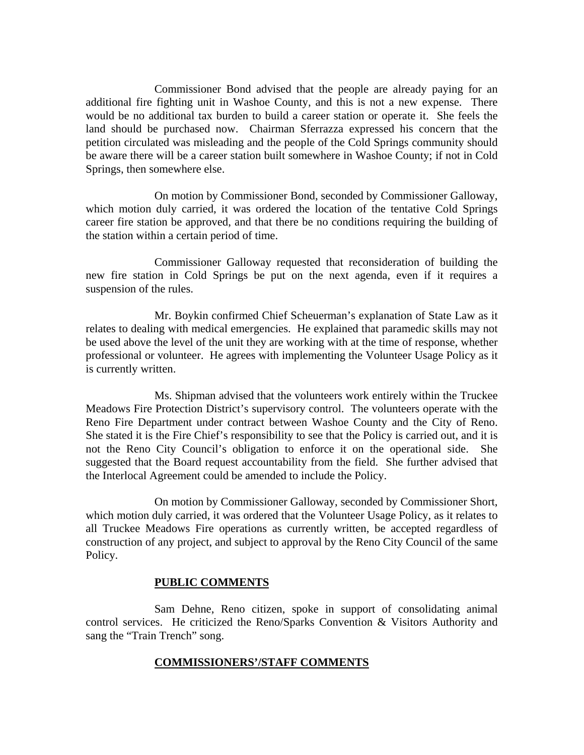Commissioner Bond advised that the people are already paying for an additional fire fighting unit in Washoe County, and this is not a new expense. There would be no additional tax burden to build a career station or operate it. She feels the land should be purchased now. Chairman Sferrazza expressed his concern that the petition circulated was misleading and the people of the Cold Springs community should be aware there will be a career station built somewhere in Washoe County; if not in Cold Springs, then somewhere else.

On motion by Commissioner Bond, seconded by Commissioner Galloway, which motion duly carried, it was ordered the location of the tentative Cold Springs career fire station be approved, and that there be no conditions requiring the building of the station within a certain period of time.

Commissioner Galloway requested that reconsideration of building the new fire station in Cold Springs be put on the next agenda, even if it requires a suspension of the rules.

Mr. Boykin confirmed Chief Scheuerman's explanation of State Law as it relates to dealing with medical emergencies. He explained that paramedic skills may not be used above the level of the unit they are working with at the time of response, whether professional or volunteer. He agrees with implementing the Volunteer Usage Policy as it is currently written.

Ms. Shipman advised that the volunteers work entirely within the Truckee Meadows Fire Protection District's supervisory control. The volunteers operate with the Reno Fire Department under contract between Washoe County and the City of Reno. She stated it is the Fire Chief's responsibility to see that the Policy is carried out, and it is not the Reno City Council's obligation to enforce it on the operational side. She suggested that the Board request accountability from the field. She further advised that the Interlocal Agreement could be amended to include the Policy.

On motion by Commissioner Galloway, seconded by Commissioner Short, which motion duly carried, it was ordered that the Volunteer Usage Policy, as it relates to all Truckee Meadows Fire operations as currently written, be accepted regardless of construction of any project, and subject to approval by the Reno City Council of the same Policy.

**PUBLIC COMMENTS**

Sam Dehne, Reno citizen, spoke in support of consolidating animal control services. He criticized the Reno/Sparks Convention & Visitors Authority and sang the "Train Trench" song.

**COMMISSIONERS'/STAFF COMMENTS**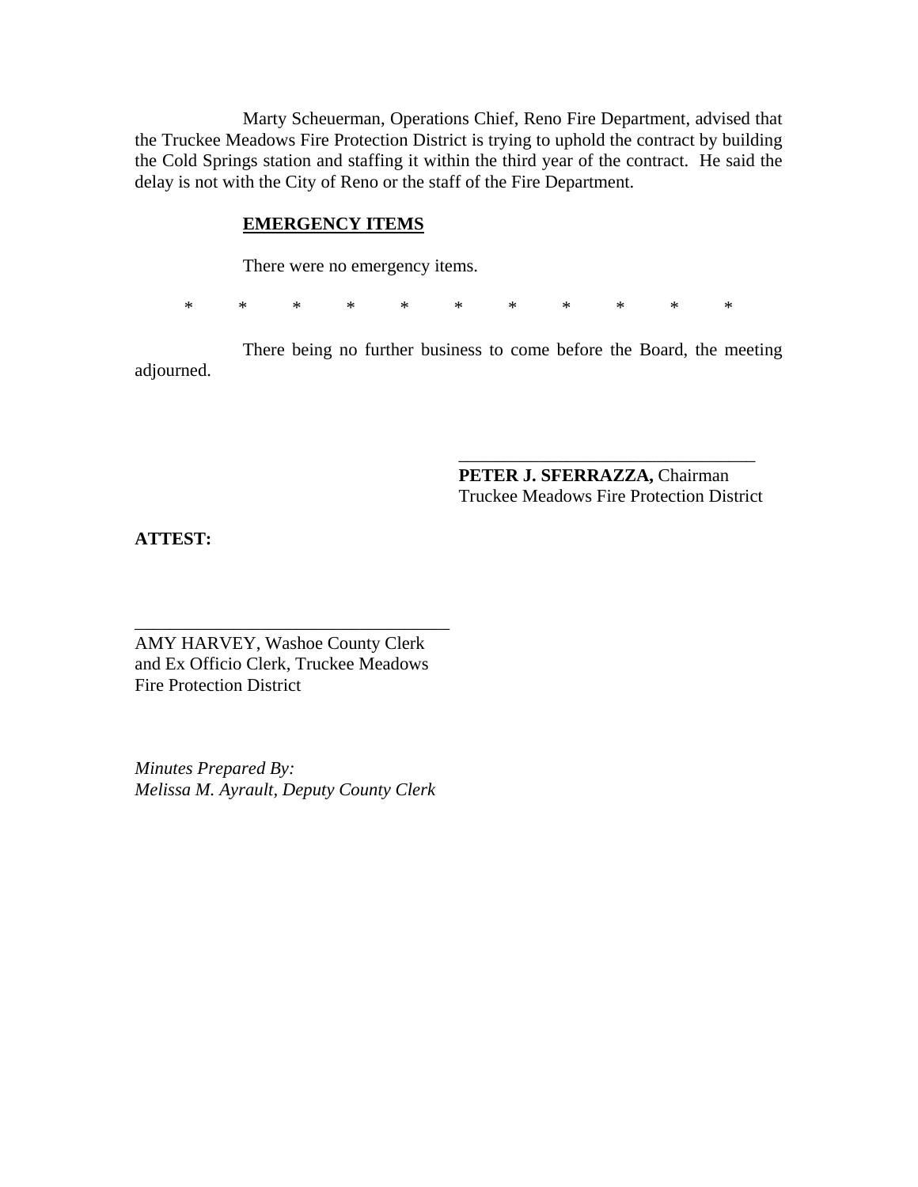Marty Scheuerman, Operations Chief, Reno Fire Department, advised that the Truckee Meadows Fire Protection District is trying to uphold the contract by building the Cold Springs station and staffing it within the third year of the contract. He said the delay is not with the City of Reno or the staff of the Fire Department.

**EMERGENCY ITEMS**

There were no emergency items.

\* \* \* \* \* \* \* \* \* \* \*

There being no further business to come before the Board, the meeting adjourned.

\_\_\_\_\_\_\_\_\_\_\_\_\_\_\_\_\_\_\_\_\_\_\_\_\_\_\_\_\_\_\_\_\_\_
**PETER J. SFERRAZZA,** Chairman
Truckee Meadows Fire Protection District

**ATTEST:**

\_\_\_\_\_\_\_\_\_\_\_\_\_\_\_\_\_\_\_\_\_\_\_\_\_\_\_\_\_\_\_\_\_\_\_\_
AMY HARVEY, Washoe County Clerk
and Ex Officio Clerk, Truckee Meadows
Fire Protection District

*Minutes Prepared By:*
*Melissa M. Ayrault, Deputy County Clerk*